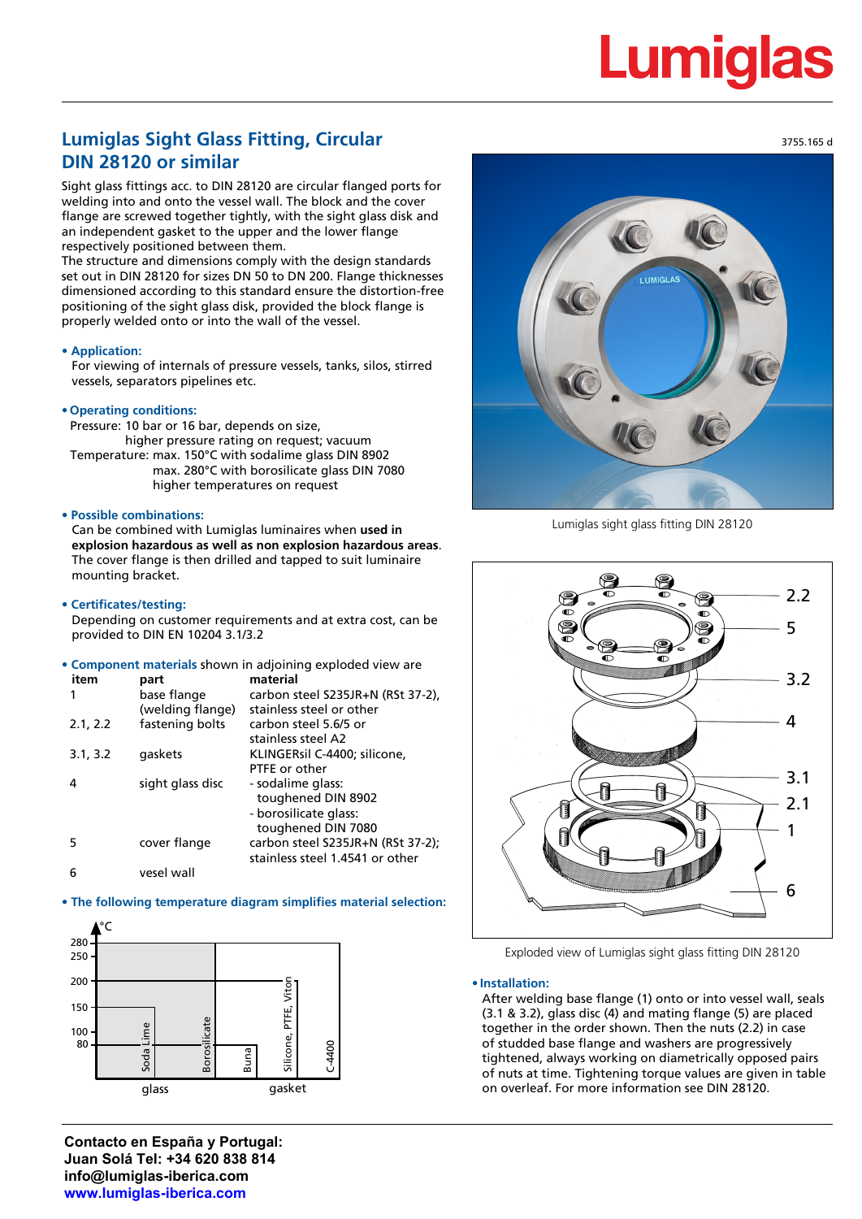# Lumiglas

3755.165 d

## Lumiglas Sight Glass Fitting, Circular DIN 28120 or similar

Sight glass fittings acc. to DIN 28120 are circular flanged ports for welding into and onto the vessel wall. The block and the cover flange are screwed together tightly, with the sight glass disk and an independent gasket to the upper and the lower flange respectively positioned between them.
The structure and dimensions comply with the design standards set out in DIN 28120 for sizes DN 50 to DN 200. Flange thicknesses dimensioned according to this standard ensure the distortion-free positioning of the sight glass disk, provided the block flange is properly welded onto or into the wall of the vessel.

- **Application:**
  For viewing of internals of pressure vessels, tanks, silos, stirred vessels, separators pipelines etc.

- **Operating conditions:**
  Pressure: 10 bar or 16 bar, depends on size,
  higher pressure rating on request; vacuum
  Temperature: max. 150°C with sodalime glass DIN 8902
  max. 280°C with borosilicate glass DIN 7080
  higher temperatures on request

- **Possible combinations:**
  Can be combined with Lumiglas luminaires when **used in explosion hazardous as well as non explosion hazardous areas**. The cover flange is then drilled and tapped to suit luminaire mounting bracket.

- **Certificates/testing:**
  Depending on customer requirements and at extra cost, can be provided to DIN EN 10204 3.1/3.2

- **Component materials** shown in adjoining exploded view are

| item | part | material |
|---|---|---|
| 1 | base flange (welding flange) | carbon steel S235JR+N (RSt 37-2), stainless steel or other |
| 2.1, 2.2 | fastening bolts | carbon steel 5.6/5 or stainless steel A2 |
| 3.1, 3.2 | gaskets | KLINGERsil C-4400; silicone, PTFE or other |
| 4 | sight glass disc | - sodalime glass: toughened DIN 8902<br>- borosilicate glass: toughened DIN 7080 |
| 5 | cover flange | carbon steel S235JR+N (RSt 37-2); stainless steel 1.4541 or other |
| 6 | vesel wall | |

- **The following temperature diagram simplifies material selection:**

°C: 280, 250, 200, 150, 100, 80
Soda Lime, Borosilicate — glass
Buna, Silicone, PTFE, Viton, C-4400 — gasket

Lumiglas sight glass fitting DIN 28120

2.2, 5, 3.2, 4, 3.1, 2.1, 1, 6

Exploded view of Lumiglas sight glass fitting DIN 28120

- **Installation:**
  After welding base flange (1) onto or into vessel wall, seals (3.1 & 3.2), glass disc (4) and mating flange (5) are placed together in the order shown. Then the nuts (2.2) in case of studded base flange and washers are progressively tightened, always working on diametrically opposed pairs of nuts at time. Tightening torque values are given in table on overleaf. For more information see DIN 28120.

**Contacto en España y Portugal:**
**Juan Solá Tel: +34 620 838 814**
**info@lumiglas-iberica.com**
**www.lumiglas-iberica.com**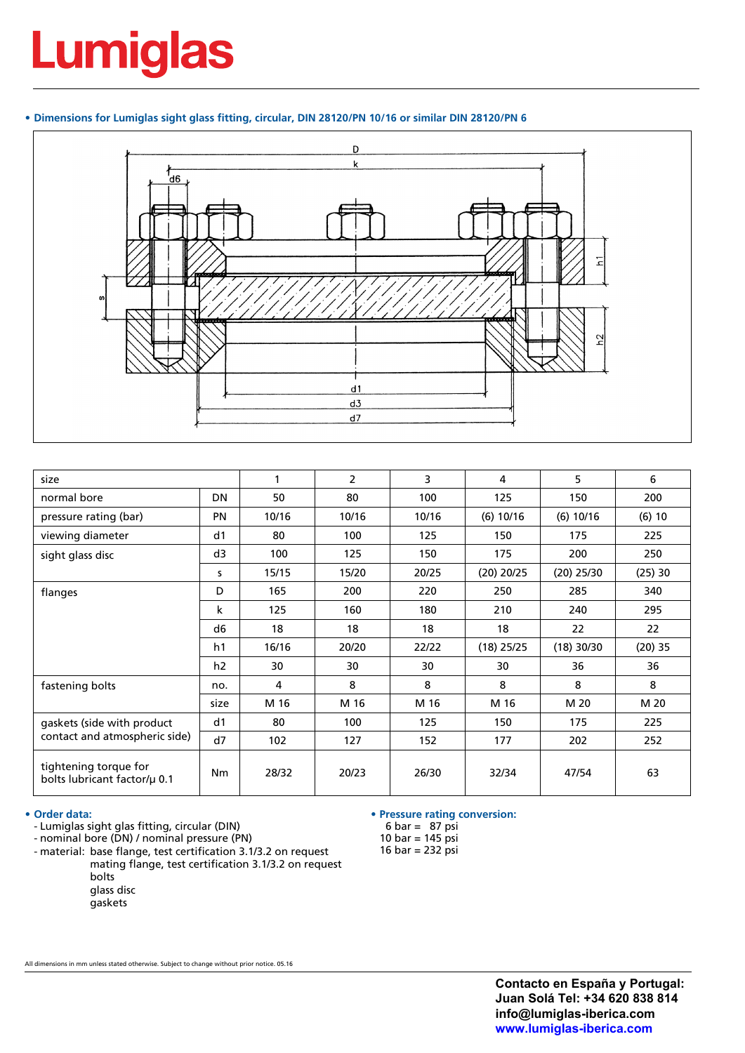# Lumiglas

**• Dimensions for Lumiglas sight glass fitting, circular, DIN 28120/PN 10/16 or similar DIN 28120/PN 6**

D
k
d6
s
h1
h2
d1
d3
d7

| size | | 1 | 2 | 3 | 4 | 5 | 6 |
|---|---|---|---|---|---|---|---|
| normal bore | DN | 50 | 80 | 100 | 125 | 150 | 200 |
| pressure rating (bar) | PN | 10/16 | 10/16 | 10/16 | (6) 10/16 | (6) 10/16 | (6) 10 |
| viewing diameter | d1 | 80 | 100 | 125 | 150 | 175 | 225 |
| sight glass disc | d3 | 100 | 125 | 150 | 175 | 200 | 250 |
| | s | 15/15 | 15/20 | 20/25 | (20) 20/25 | (20) 25/30 | (25) 30 |
| flanges | D | 165 | 200 | 220 | 250 | 285 | 340 |
| | k | 125 | 160 | 180 | 210 | 240 | 295 |
| | d6 | 18 | 18 | 18 | 18 | 22 | 22 |
| | h1 | 16/16 | 20/20 | 22/22 | (18) 25/25 | (18) 30/30 | (20) 35 |
| | h2 | 30 | 30 | 30 | 30 | 36 | 36 |
| fastening bolts | no. | 4 | 8 | 8 | 8 | 8 | 8 |
| | size | M 16 | M 16 | M 16 | M 16 | M 20 | M 20 |
| gaskets (side with product contact and atmospheric side) | d1 | 80 | 100 | 125 | 150 | 175 | 225 |
| | d7 | 102 | 127 | 152 | 177 | 202 | 252 |
| tightening torque for bolts lubricant factor/µ 0.1 | Nm | 28/32 | 20/23 | 26/30 | 32/34 | 47/54 | 63 |

**• Order data:**
- Lumiglas sight glas fitting, circular (DIN)
- nominal bore (DN) / nominal pressure (PN)
- material: base flange, test certification 3.1/3.2 on request
  mating flange, test certification 3.1/3.2 on request
  bolts
  glass disc
  gaskets

**• Pressure rating conversion:**
6 bar = 87 psi
10 bar = 145 psi
16 bar = 232 psi

All dimensions in mm unless stated otherwise. Subject to change without prior notice. 05.16

**Contacto en España y Portugal:**
**Juan Solá Tel: +34 620 838 814**
**info@lumiglas-iberica.com**
**www.lumiglas-iberica.com**